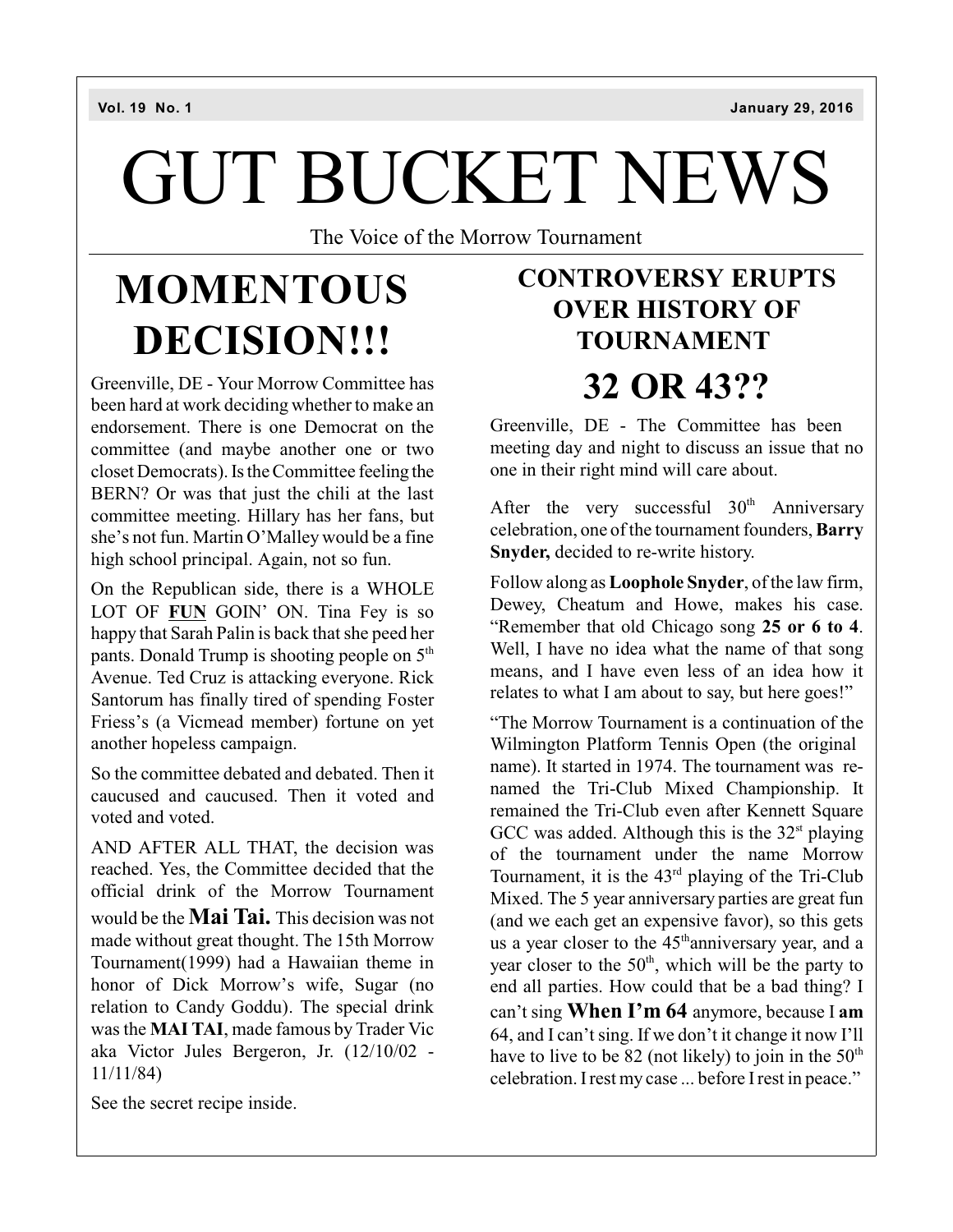Vol. 19 No. 1 January 29, 2016

# GUT BUCKET NEWS

The Voice of the Morrow Tournament

## MOMENTOUS DECISION!!!

Greenville, DE - Your Morrow Committee has been hard at work deciding whether to make an endorsement. There is one Democrat on the committee (and maybe another one or two closet Democrats). Is the Committee feeling the BERN? Or was that just the chili at the last committee meeting. Hillary has her fans, but she's not fun. Martin O'Malley would be a fine high school principal. Again, not so fun.

On the Republican side, there is a WHOLE LOT OF **FUN** GOIN' ON. Tina Fey is so happy that Sarah Palin is back that she peed her pants. Donald Trump is shooting people on 5th Avenue. Ted Cruz is attacking everyone. Rick Santorum has finally tired of spending Foster Friess's (a Vicmead member) fortune on yet another hopeless campaign.

So the committee debated and debated. Then it caucused and caucused. Then it voted and voted and voted.

AND AFTER ALL THAT, the decision was reached. Yes, the Committee decided that the official drink of the Morrow Tournament would be the **Mai Tai.** This decision was not made without great thought. The 15th Morrow Tournament(1999) had a Hawaiian theme in honor of Dick Morrow's wife, Sugar (no relation to Candy Goddu). The special drink was the **MAI TAI**, made famous by Trader Vic aka Victor Jules Bergeron, Jr. (12/10/02 - 11/11/84)

See the secret recipe inside.

## CONTROVERSY ERUPTS OVER HISTORY OF TOURNAMENT

## 32 OR 43??

Greenville, DE - The Committee has been meeting day and night to discuss an issue that no one in their right mind will care about.

After the very successful 30th Anniversary celebration, one of the tournament founders, **Barry Snyder,** decided to re-write history.

Follow along as **Loophole Snyder**, of the law firm, Dewey, Cheatum and Howe, makes his case. "Remember that old Chicago song **25 or 6 to 4**. Well, I have no idea what the name of that song means, and I have even less of an idea how it relates to what I am about to say, but here goes!"

"The Morrow Tournament is a continuation of the Wilmington Platform Tennis Open (the original name). It started in 1974. The tournament was re-named the Tri-Club Mixed Championship. It remained the Tri-Club even after Kennett Square GCC was added. Although this is the 32st playing of the tournament under the name Morrow Tournament, it is the 43rd playing of the Tri-Club Mixed. The 5 year anniversary parties are great fun (and we each get an expensive favor), so this gets us a year closer to the 45th anniversary year, and a year closer to the 50th, which will be the party to end all parties. How could that be a bad thing? I can't sing **When I'm 64** anymore, because I **am** 64, and I can't sing. If we don't it change it now I'll have to live to be 82 (not likely) to join in the 50th celebration. I rest my case ... before I rest in peace."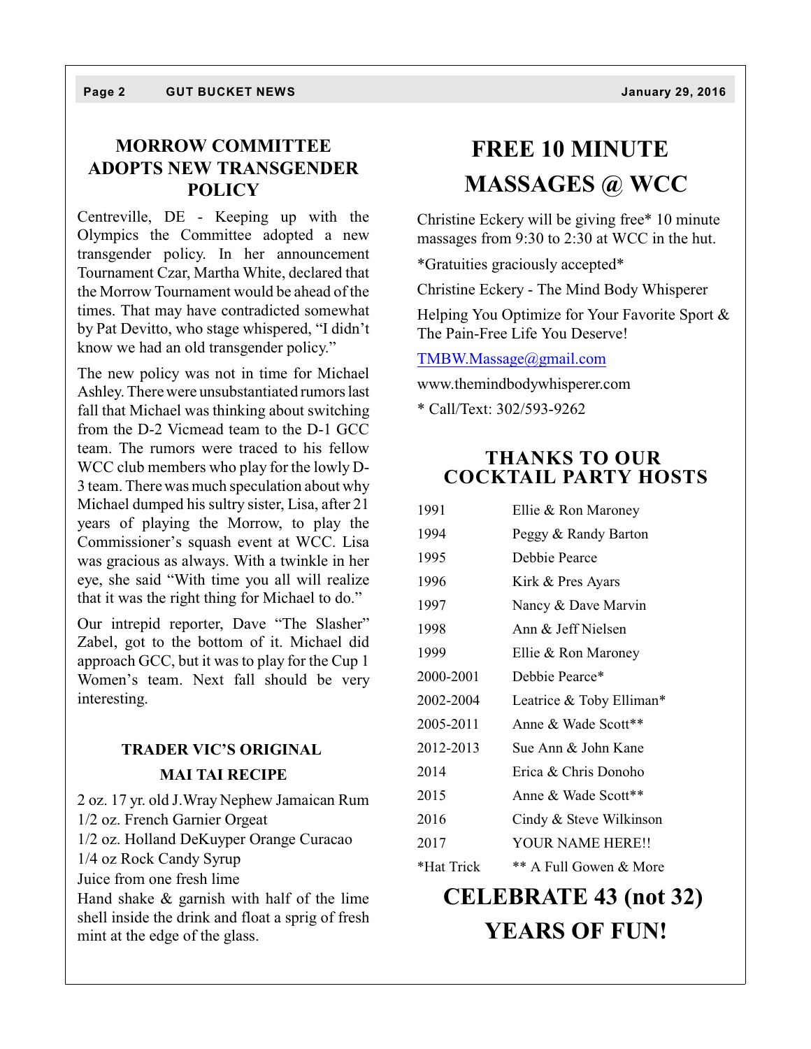## MORROW COMMITTEE ADOPTS NEW TRANSGENDER POLICY

Centreville, DE - Keeping up with the Olympics the Committee adopted a new transgender policy. In her announcement Tournament Czar, Martha White, declared that the Morrow Tournament would be ahead of the times. That may have contradicted somewhat by Pat Devitto, who stage whispered, "I didn't know we had an old transgender policy."

The new policy was not in time for Michael Ashley. There were unsubstantiated rumors last fall that Michael was thinking about switching from the D-2 Vicmead team to the D-1 GCC team. The rumors were traced to his fellow WCC club members who play for the lowly D-3 team. There was much speculation about why Michael dumped his sultry sister, Lisa, after 21 years of playing the Morrow, to play the Commissioner's squash event at WCC. Lisa was gracious as always. With a twinkle in her eye, she said "With time you all will realize that it was the right thing for Michael to do."

Our intrepid reporter, Dave "The Slasher" Zabel, got to the bottom of it. Michael did approach GCC, but it was to play for the Cup 1 Women's team. Next fall should be very interesting.

### TRADER VIC'S ORIGINAL MAI TAI RECIPE

2 oz. 17 yr. old J.Wray Nephew Jamaican Rum
1/2 oz. French Garnier Orgeat
1/2 oz. Holland DeKuyper Orange Curacao
1/4 oz Rock Candy Syrup
Juice from one fresh lime
Hand shake & garnish with half of the lime shell inside the drink and float a sprig of fresh mint at the edge of the glass.

## FREE 10 MINUTE MASSAGES @ WCC

Christine Eckery will be giving free* 10 minute massages from 9:30 to 2:30 at WCC in the hut.

*Gratuities graciously accepted*

Christine Eckery - The Mind Body Whisperer

Helping You Optimize for Your Favorite Sport & The Pain-Free Life You Deserve!

TMBW.Massage@gmail.com

www.themindbodywhisperer.com

* Call/Text: 302/593-9262

## THANKS TO OUR COCKTAIL PARTY HOSTS

| | |
|---|---|
| 1991 | Ellie & Ron Maroney |
| 1994 | Peggy & Randy Barton |
| 1995 | Debbie Pearce |
| 1996 | Kirk & Pres Ayars |
| 1997 | Nancy & Dave Marvin |
| 1998 | Ann & Jeff Nielsen |
| 1999 | Ellie & Ron Maroney |
| 2000-2001 | Debbie Pearce* |
| 2002-2004 | Leatrice & Toby Elliman* |
| 2005-2011 | Anne & Wade Scott** |
| 2012-2013 | Sue Ann & John Kane |
| 2014 | Erica & Chris Donoho |
| 2015 | Anne & Wade Scott** |
| 2016 | Cindy & Steve Wilkinson |
| 2017 | YOUR NAME HERE!! |
| *Hat Trick | ** A Full Gowen & More |

## CELEBRATE 43 (not 32) YEARS OF FUN!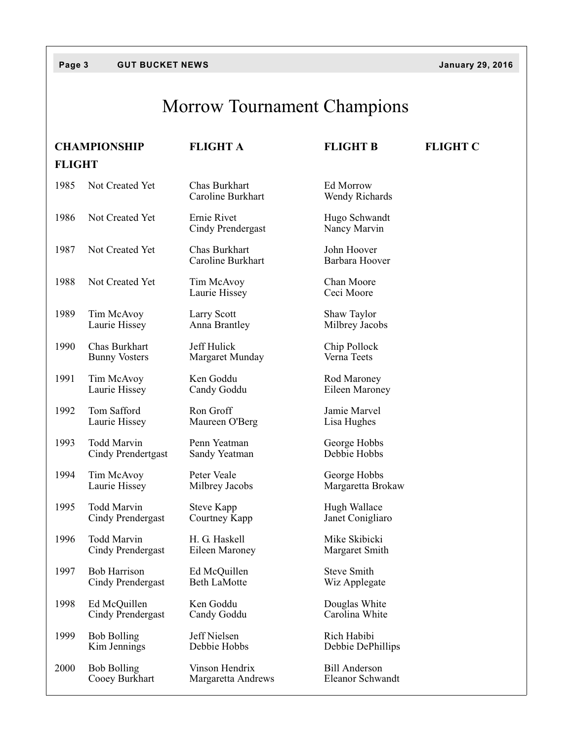# Morrow Tournament Champions

| Year | CHAMPIONSHIP FLIGHT | FLIGHT A | FLIGHT B | FLIGHT C |
|---|---|---|---|---|
| 1985 | Not Created Yet | Chas Burkhart<br>Caroline Burkhart | Ed Morrow<br>Wendy Richards | |
| 1986 | Not Created Yet | Ernie Rivet<br>Cindy Prendergast | Hugo Schwandt<br>Nancy Marvin | |
| 1987 | Not Created Yet | Chas Burkhart<br>Caroline Burkhart | John Hoover<br>Barbara Hoover | |
| 1988 | Not Created Yet | Tim McAvoy<br>Laurie Hissey | Chan Moore<br>Ceci Moore | |
| 1989 | Tim McAvoy<br>Laurie Hissey | Larry Scott<br>Anna Brantley | Shaw Taylor<br>Milbrey Jacobs | |
| 1990 | Chas Burkhart<br>Bunny Vosters | Jeff Hulick<br>Margaret Munday | Chip Pollock<br>Verna Teets | |
| 1991 | Tim McAvoy<br>Laurie Hissey | Ken Goddu<br>Candy Goddu | Rod Maroney<br>Eileen Maroney | |
| 1992 | Tom Safford<br>Laurie Hissey | Ron Groff<br>Maureen O'Berg | Jamie Marvel<br>Lisa Hughes | |
| 1993 | Todd Marvin<br>Cindy Prendertgast | Penn Yeatman<br>Sandy Yeatman | George Hobbs<br>Debbie Hobbs | |
| 1994 | Tim McAvoy<br>Laurie Hissey | Peter Veale<br>Milbrey Jacobs | George Hobbs<br>Margaretta Brokaw | |
| 1995 | Todd Marvin<br>Cindy Prendergast | Steve Kapp<br>Courtney Kapp | Hugh Wallace<br>Janet Conigliaro | |
| 1996 | Todd Marvin<br>Cindy Prendergast | H. G. Haskell<br>Eileen Maroney | Mike Skibicki<br>Margaret Smith | |
| 1997 | Bob Harrison<br>Cindy Prendergast | Ed McQuillen<br>Beth LaMotte | Steve Smith<br>Wiz Applegate | |
| 1998 | Ed McQuillen<br>Cindy Prendergast | Ken Goddu<br>Candy Goddu | Douglas White<br>Carolina White | |
| 1999 | Bob Bolling<br>Kim Jennings | Jeff Nielsen<br>Debbie Hobbs | Rich Habibi<br>Debbie DePhillips | |
| 2000 | Bob Bolling<br>Cooey Burkhart | Vinson Hendrix<br>Margaretta Andrews | Bill Anderson<br>Eleanor Schwandt | |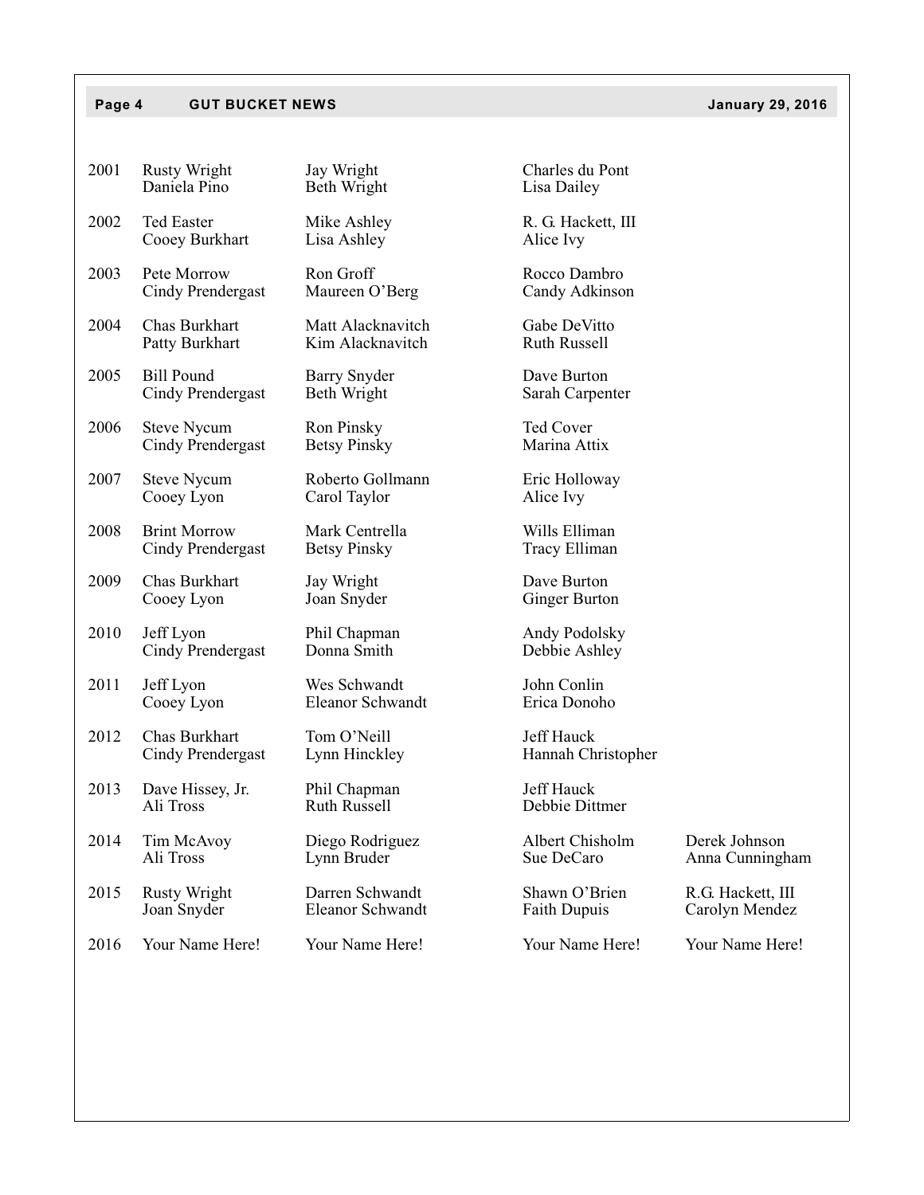| | | | | |
|---|---|---|---|---|
| 2001 | Rusty Wright<br>Daniela Pino | Jay Wright<br>Beth Wright | Charles du Pont<br>Lisa Dailey | |
| 2002 | Ted Easter<br>Cooey Burkhart | Mike Ashley<br>Lisa Ashley | R. G. Hackett, III<br>Alice Ivy | |
| 2003 | Pete Morrow<br>Cindy Prendergast | Ron Groff<br>Maureen O'Berg | Rocco Dambro<br>Candy Adkinson | |
| 2004 | Chas Burkhart<br>Patty Burkhart | Matt Alacknavitch<br>Kim Alacknavitch | Gabe DeVitto<br>Ruth Russell | |
| 2005 | Bill Pound<br>Cindy Prendergast | Barry Snyder<br>Beth Wright | Dave Burton<br>Sarah Carpenter | |
| 2006 | Steve Nycum<br>Cindy Prendergast | Ron Pinsky<br>Betsy Pinsky | Ted Cover<br>Marina Attix | |
| 2007 | Steve Nycum<br>Cooey Lyon | Roberto Gollmann<br>Carol Taylor | Eric Holloway<br>Alice Ivy | |
| 2008 | Brint Morrow<br>Cindy Prendergast | Mark Centrella<br>Betsy Pinsky | Wills Elliman<br>Tracy Elliman | |
| 2009 | Chas Burkhart<br>Cooey Lyon | Jay Wright<br>Joan Snyder | Dave Burton<br>Ginger Burton | |
| 2010 | Jeff Lyon<br>Cindy Prendergast | Phil Chapman<br>Donna Smith | Andy Podolsky<br>Debbie Ashley | |
| 2011 | Jeff Lyon<br>Cooey Lyon | Wes Schwandt<br>Eleanor Schwandt | John Conlin<br>Erica Donoho | |
| 2012 | Chas Burkhart<br>Cindy Prendergast | Tom O'Neill<br>Lynn Hinckley | Jeff Hauck<br>Hannah Christopher | |
| 2013 | Dave Hissey, Jr.<br>Ali Tross | Phil Chapman<br>Ruth Russell | Jeff Hauck<br>Debbie Dittmer | |
| 2014 | Tim McAvoy<br>Ali Tross | Diego Rodriguez<br>Lynn Bruder | Albert Chisholm<br>Sue DeCaro | Derek Johnson<br>Anna Cunningham |
| 2015 | Rusty Wright<br>Joan Snyder | Darren Schwandt<br>Eleanor Schwandt | Shawn O'Brien<br>Faith Dupuis | R.G. Hackett, III<br>Carolyn Mendez |
| 2016 | Your Name Here! | Your Name Here! | Your Name Here! | Your Name Here! |